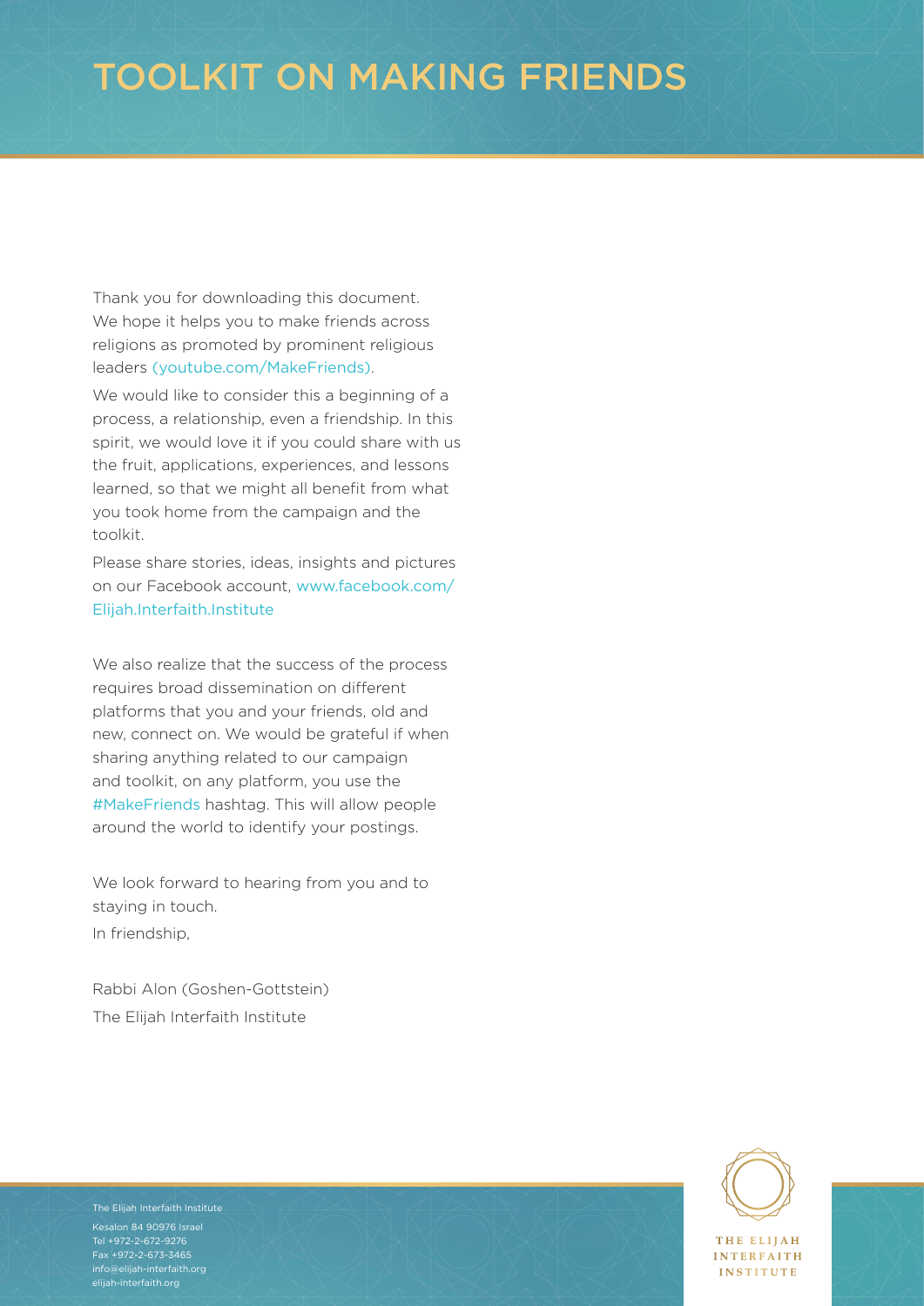# TOOLKIT ON MAKING FRIENDS

Thank you for downloading this document. We hope it helps you to make friends across religions as promoted by prominent religious leaders (youtube.com/MakeFriends).

We would like to consider this a beginning of a process, a relationship, even a friendship. In this spirit, we would love it if you could share with us the fruit, applications, experiences, and lessons learned, so that we might all benefit from what you took home from the campaign and the toolkit.

Please share stories, ideas, insights and pictures on our Facebook account, www.facebook.com/Elijah.Interfaith.Institute

We also realize that the success of the process requires broad dissemination on different platforms that you and your friends, old and new, connect on. We would be grateful if when sharing anything related to our campaign and toolkit, on any platform, you use the #MakeFriends hashtag. This will allow people around the world to identify your postings.

We look forward to hearing from you and to staying in touch.

In friendship,

Rabbi Alon (Goshen-Gottstein)
The Elijah Interfaith Institute

The Elijah Interfaith Institute
Kesalon 84 90976 Israel
Tel +972-2-672-9276
Fax +972-2-673-3465
info@elijah-interfaith.org
elijah-interfaith.org

THE ELIJAH INTERFAITH INSTITUTE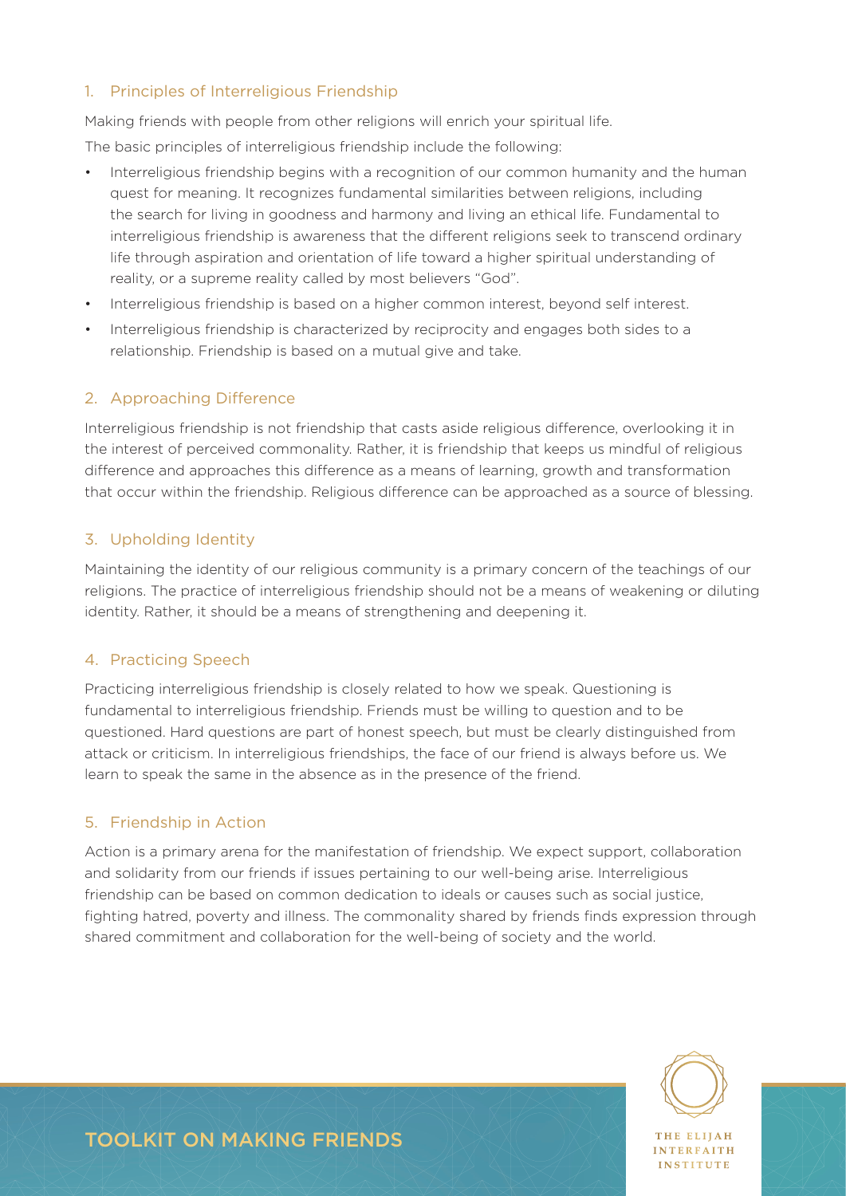## 1. Principles of Interreligious Friendship

Making friends with people from other religions will enrich your spiritual life.

The basic principles of interreligious friendship include the following:

- Interreligious friendship begins with a recognition of our common humanity and the human quest for meaning. It recognizes fundamental similarities between religions, including the search for living in goodness and harmony and living an ethical life. Fundamental to interreligious friendship is awareness that the different religions seek to transcend ordinary life through aspiration and orientation of life toward a higher spiritual understanding of reality, or a supreme reality called by most believers "God".
- Interreligious friendship is based on a higher common interest, beyond self interest.
- Interreligious friendship is characterized by reciprocity and engages both sides to a relationship. Friendship is based on a mutual give and take.

## 2. Approaching Difference

Interreligious friendship is not friendship that casts aside religious difference, overlooking it in the interest of perceived commonality. Rather, it is friendship that keeps us mindful of religious difference and approaches this difference as a means of learning, growth and transformation that occur within the friendship. Religious difference can be approached as a source of blessing.

## 3. Upholding Identity

Maintaining the identity of our religious community is a primary concern of the teachings of our religions. The practice of interreligious friendship should not be a means of weakening or diluting identity. Rather, it should be a means of strengthening and deepening it.

## 4. Practicing Speech

Practicing interreligious friendship is closely related to how we speak. Questioning is fundamental to interreligious friendship. Friends must be willing to question and to be questioned. Hard questions are part of honest speech, but must be clearly distinguished from attack or criticism. In interreligious friendships, the face of our friend is always before us. We learn to speak the same in the absence as in the presence of the friend.

## 5. Friendship in Action

Action is a primary arena for the manifestation of friendship. We expect support, collaboration and solidarity from our friends if issues pertaining to our well-being arise. Interreligious friendship can be based on common dedication to ideals or causes such as social justice, fighting hatred, poverty and illness. The commonality shared by friends finds expression through shared commitment and collaboration for the well-being of society and the world.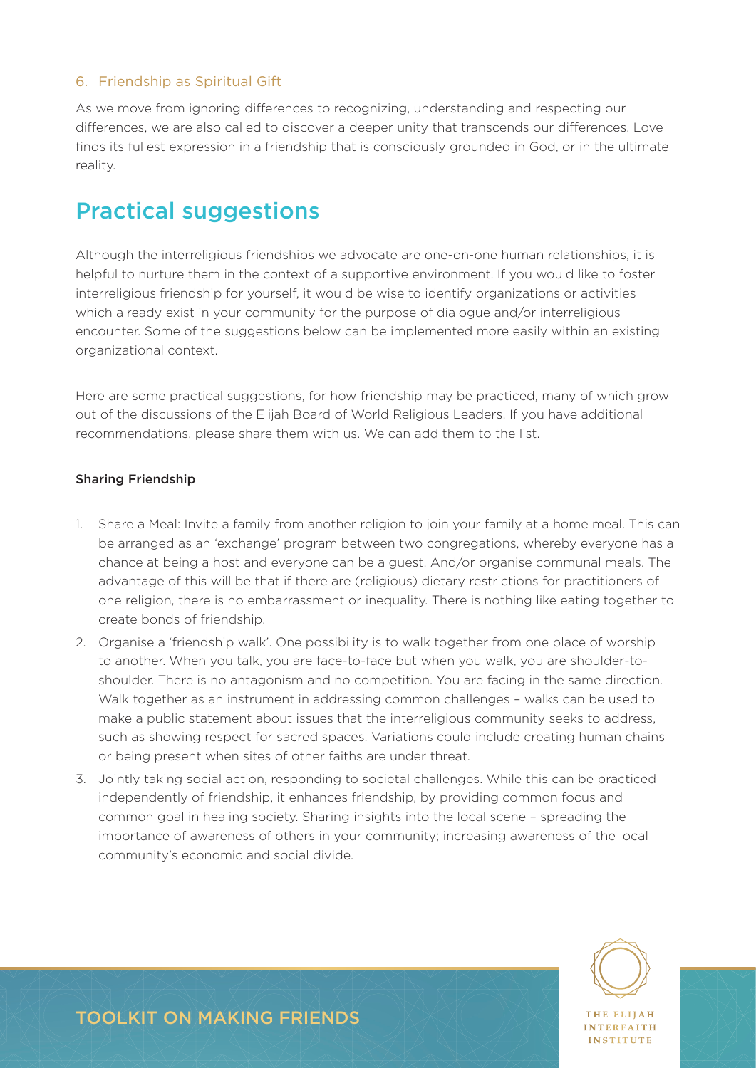### 6. Friendship as Spiritual Gift

As we move from ignoring differences to recognizing, understanding and respecting our differences, we are also called to discover a deeper unity that transcends our differences. Love finds its fullest expression in a friendship that is consciously grounded in God, or in the ultimate reality.

## Practical suggestions

Although the interreligious friendships we advocate are one-on-one human relationships, it is helpful to nurture them in the context of a supportive environment. If you would like to foster interreligious friendship for yourself, it would be wise to identify organizations or activities which already exist in your community for the purpose of dialogue and/or interreligious encounter. Some of the suggestions below can be implemented more easily within an existing organizational context.

Here are some practical suggestions, for how friendship may be practiced, many of which grow out of the discussions of the Elijah Board of World Religious Leaders. If you have additional recommendations, please share them with us. We can add them to the list.

**Sharing Friendship**

1. Share a Meal: Invite a family from another religion to join your family at a home meal. This can be arranged as an 'exchange' program between two congregations, whereby everyone has a chance at being a host and everyone can be a guest. And/or organise communal meals. The advantage of this will be that if there are (religious) dietary restrictions for practitioners of one religion, there is no embarrassment or inequality. There is nothing like eating together to create bonds of friendship.
2. Organise a 'friendship walk'. One possibility is to walk together from one place of worship to another. When you talk, you are face-to-face but when you walk, you are shoulder-to-shoulder. There is no antagonism and no competition. You are facing in the same direction. Walk together as an instrument in addressing common challenges – walks can be used to make a public statement about issues that the interreligious community seeks to address, such as showing respect for sacred spaces. Variations could include creating human chains or being present when sites of other faiths are under threat.
3. Jointly taking social action, responding to societal challenges. While this can be practiced independently of friendship, it enhances friendship, by providing common focus and common goal in healing society. Sharing insights into the local scene – spreading the importance of awareness of others in your community; increasing awareness of the local community's economic and social divide.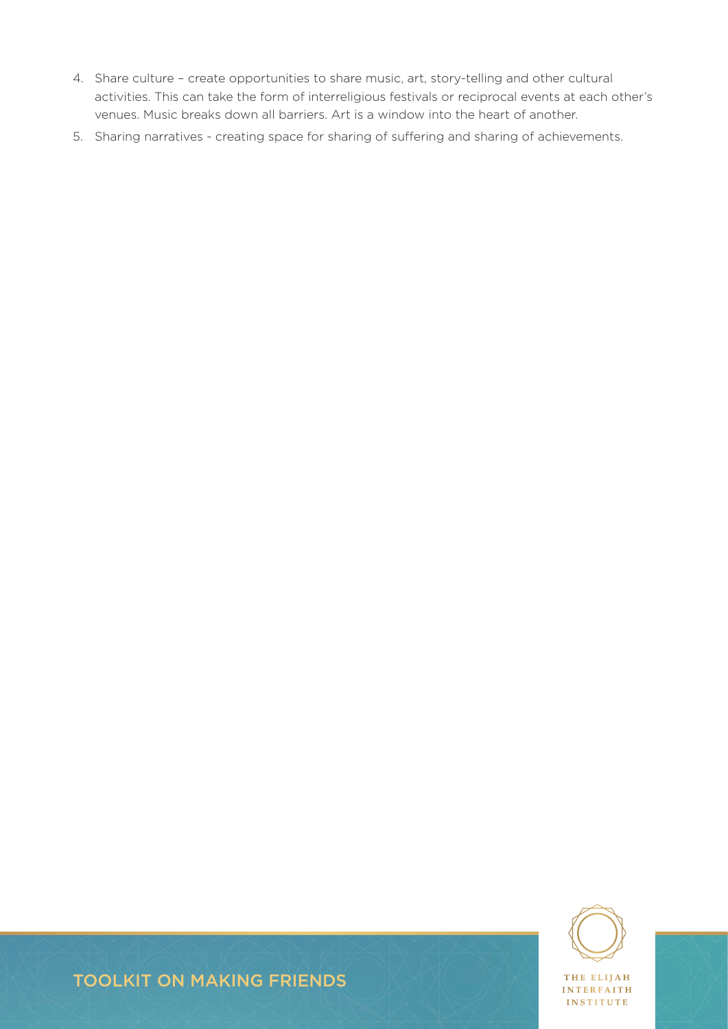4. Share culture – create opportunities to share music, art, story-telling and other cultural activities. This can take the form of interreligious festivals or reciprocal events at each other's venues. Music breaks down all barriers. Art is a window into the heart of another.
5. Sharing narratives - creating space for sharing of suffering and sharing of achievements.